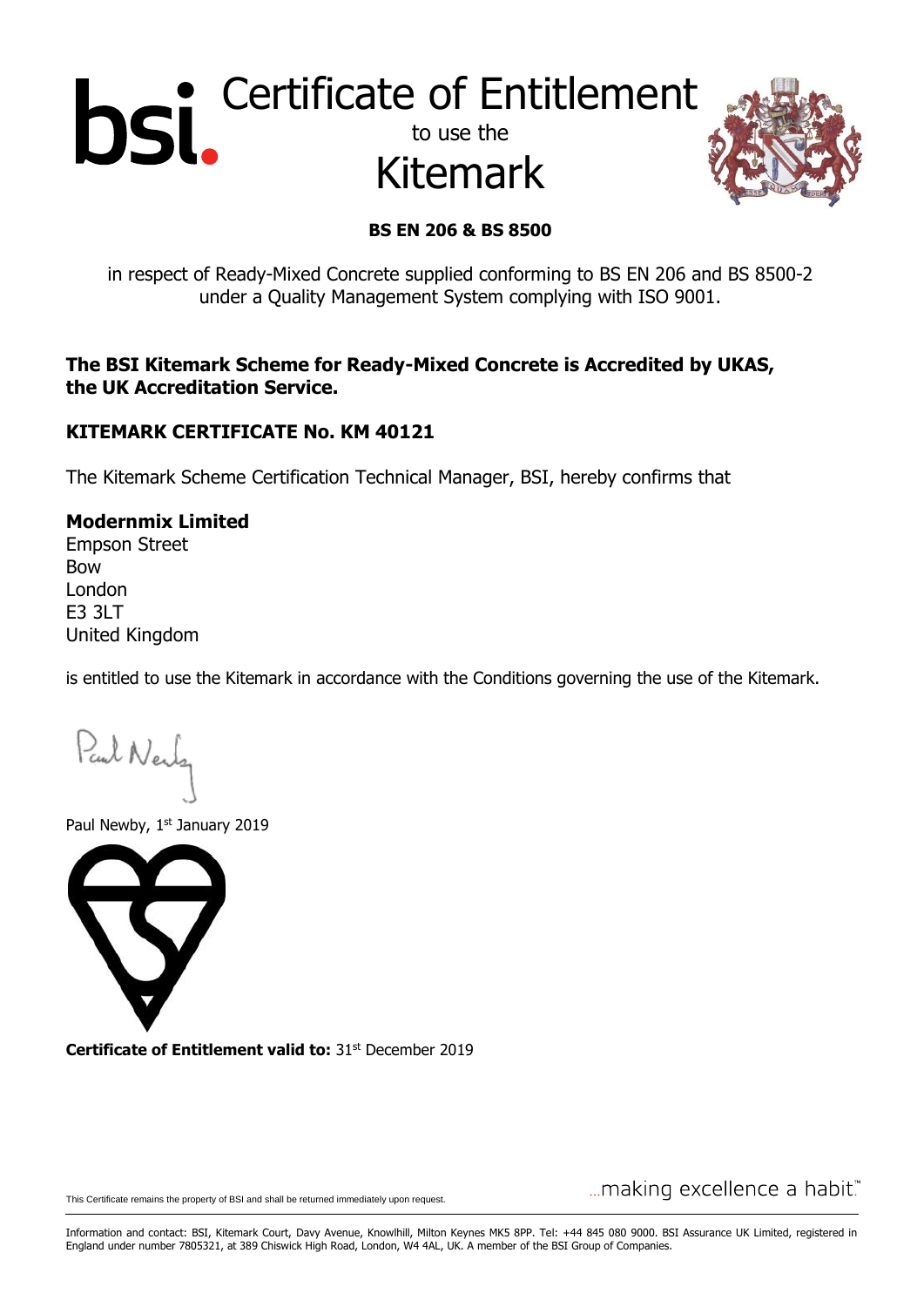# Certificate of Entitlement

to use the

# Kitemark

**BS EN 206 & BS 8500**

in respect of Ready-Mixed Concrete supplied conforming to BS EN 206 and BS 8500-2 under a Quality Management System complying with ISO 9001.

**The BSI Kitemark Scheme for Ready-Mixed Concrete is Accredited by UKAS, the UK Accreditation Service.**

**KITEMARK CERTIFICATE No. KM 40121**

The Kitemark Scheme Certification Technical Manager, BSI, hereby confirms that

**Modernmix Limited**
Empson Street
Bow
London
E3 3LT
United Kingdom

is entitled to use the Kitemark in accordance with the Conditions governing the use of the Kitemark.

Paul Newby, 1st January 2019

**Certificate of Entitlement valid to:** 31st December 2019

This Certificate remains the property of BSI and shall be returned immediately upon request.

...making excellence a habit.™

Information and contact: BSI, Kitemark Court, Davy Avenue, Knowlhill, Milton Keynes MK5 8PP. Tel: +44 845 080 9000. BSI Assurance UK Limited, registered in England under number 7805321, at 389 Chiswick High Road, London, W4 4AL, UK. A member of the BSI Group of Companies.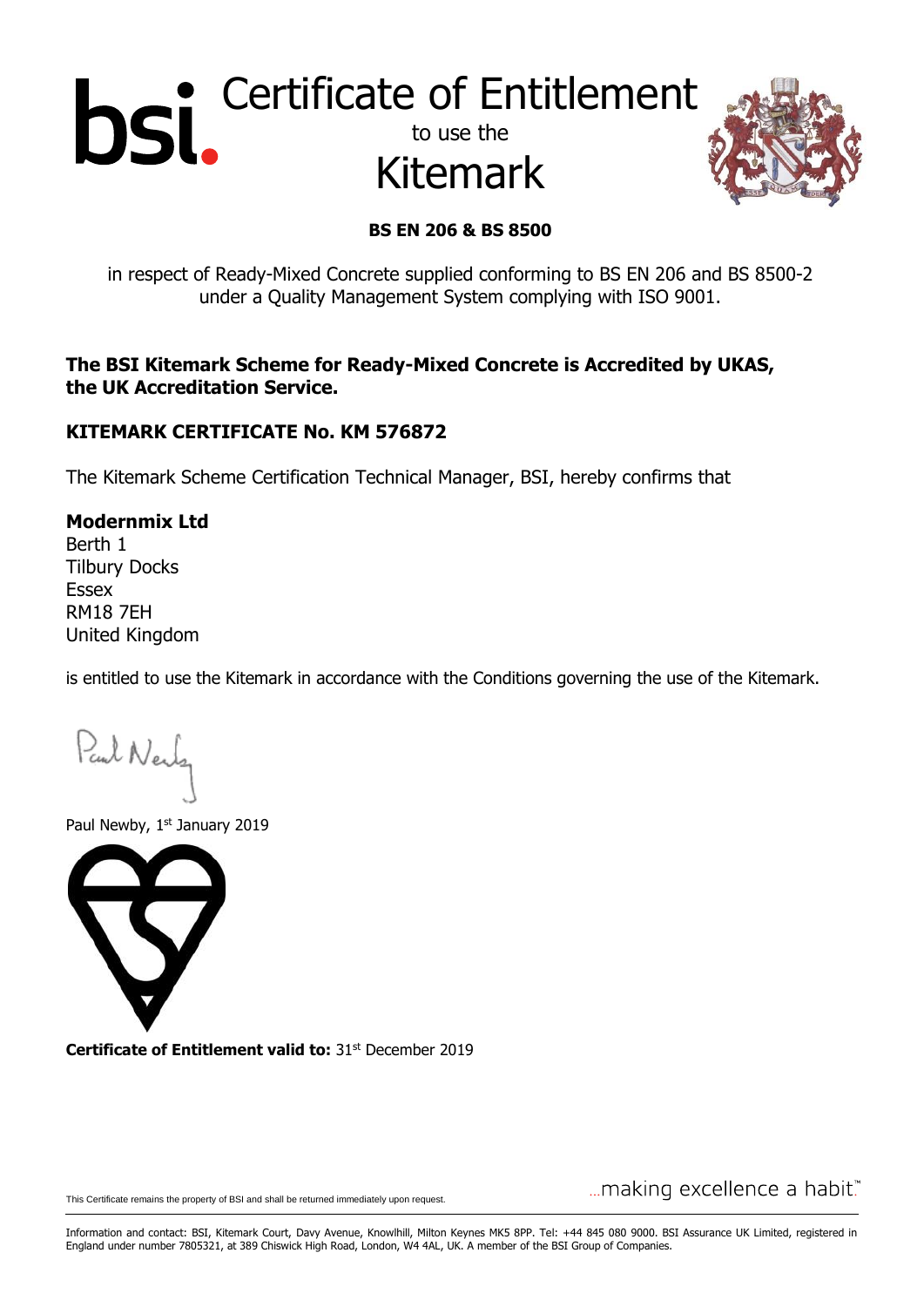# Certificate of Entitlement

to use the

# Kitemark

**BS EN 206 & BS 8500**

in respect of Ready-Mixed Concrete supplied conforming to BS EN 206 and BS 8500-2 under a Quality Management System complying with ISO 9001.

**The BSI Kitemark Scheme for Ready-Mixed Concrete is Accredited by UKAS, the UK Accreditation Service.**

**KITEMARK CERTIFICATE No. KM 576872**

The Kitemark Scheme Certification Technical Manager, BSI, hereby confirms that

**Modernmix Ltd**
Berth 1
Tilbury Docks
Essex
RM18 7EH
United Kingdom

is entitled to use the Kitemark in accordance with the Conditions governing the use of the Kitemark.

Paul Newby, 1st January 2019

**Certificate of Entitlement valid to:** 31st December 2019

This Certificate remains the property of BSI and shall be returned immediately upon request.

...making excellence a habit.™

Information and contact: BSI, Kitemark Court, Davy Avenue, Knowlhill, Milton Keynes MK5 8PP. Tel: +44 845 080 9000. BSI Assurance UK Limited, registered in England under number 7805321, at 389 Chiswick High Road, London, W4 4AL, UK. A member of the BSI Group of Companies.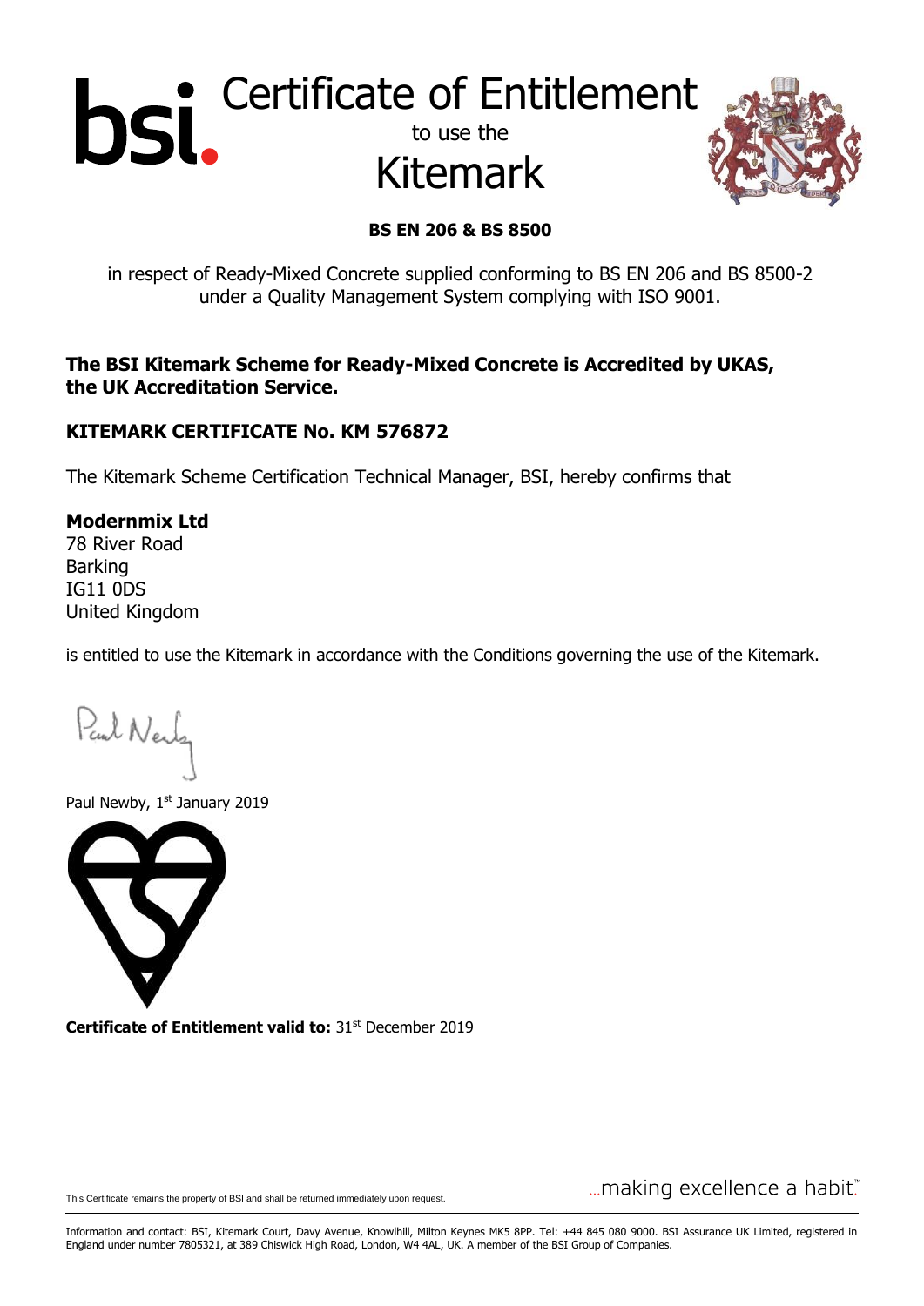# Certificate of Entitlement

to use the

# Kitemark

**BS EN 206 & BS 8500**

in respect of Ready-Mixed Concrete supplied conforming to BS EN 206 and BS 8500-2 under a Quality Management System complying with ISO 9001.

**The BSI Kitemark Scheme for Ready-Mixed Concrete is Accredited by UKAS, the UK Accreditation Service.**

**KITEMARK CERTIFICATE No. KM 576872**

The Kitemark Scheme Certification Technical Manager, BSI, hereby confirms that

**Modernmix Ltd**
78 River Road
Barking
IG11 0DS
United Kingdom

is entitled to use the Kitemark in accordance with the Conditions governing the use of the Kitemark.

Paul Newby, 1st January 2019

**Certificate of Entitlement valid to:** 31st December 2019

This Certificate remains the property of BSI and shall be returned immediately upon request.

...making excellence a habit.™

Information and contact: BSI, Kitemark Court, Davy Avenue, Knowlhill, Milton Keynes MK5 8PP. Tel: +44 845 080 9000. BSI Assurance UK Limited, registered in England under number 7805321, at 389 Chiswick High Road, London, W4 4AL, UK. A member of the BSI Group of Companies.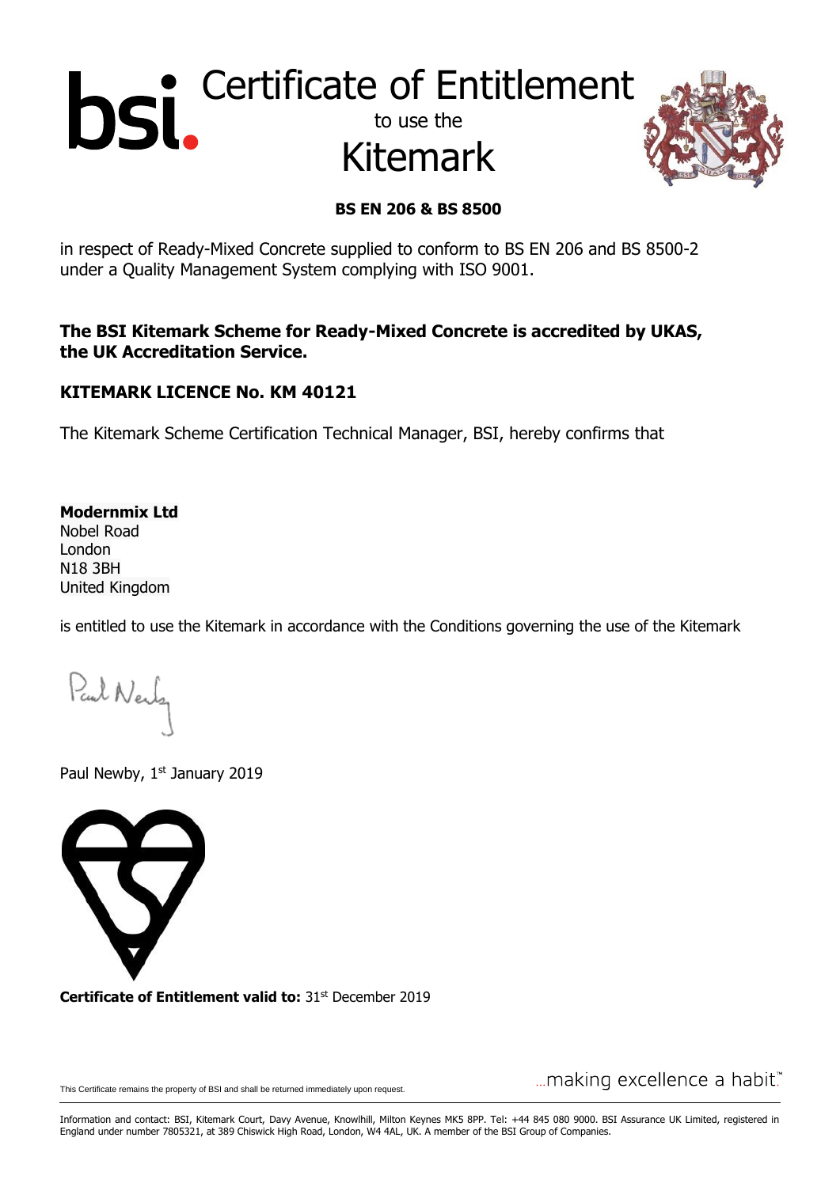# bsi. Certificate of Entitlement to use the Kitemark

**BS EN 206 & BS 8500**

in respect of Ready-Mixed Concrete supplied to conform to BS EN 206 and BS 8500-2 under a Quality Management System complying with ISO 9001.

**The BSI Kitemark Scheme for Ready-Mixed Concrete is accredited by UKAS, the UK Accreditation Service.**

**KITEMARK LICENCE No. KM 40121**

The Kitemark Scheme Certification Technical Manager, BSI, hereby confirms that

**Modernmix Ltd**
Nobel Road
London
N18 3BH
United Kingdom

is entitled to use the Kitemark in accordance with the Conditions governing the use of the Kitemark

Paul Newby, 1st January 2019

**Certificate of Entitlement valid to:** 31st December 2019

This Certificate remains the property of BSI and shall be returned immediately upon request.

...making excellence a habit.™

Information and contact: BSI, Kitemark Court, Davy Avenue, Knowlhill, Milton Keynes MK5 8PP. Tel: +44 845 080 9000. BSI Assurance UK Limited, registered in England under number 7805321, at 389 Chiswick High Road, London, W4 4AL, UK. A member of the BSI Group of Companies.